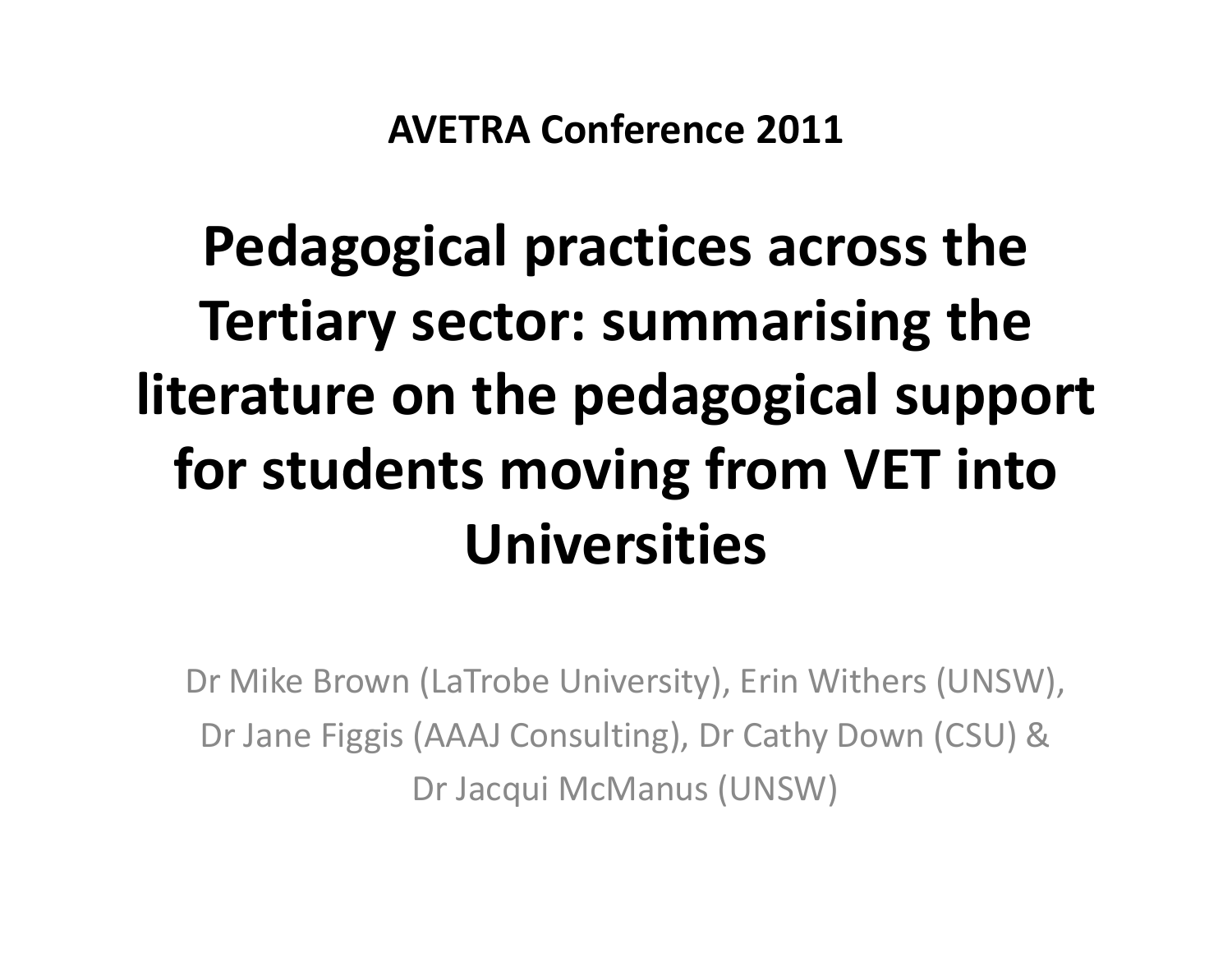**AVETRA Conference 2011**

# Pedagogical practices across the Tertiary sector: summarising the literature on the pedagogical support for students moving from VET into Universities

Dr Mike Brown (LaTrobe University), Erin Withers (UNSW), Dr Jane Figgis (AAAJ Consulting), Dr Cathy Down (CSU) & Dr Jacqui McManus (UNSW)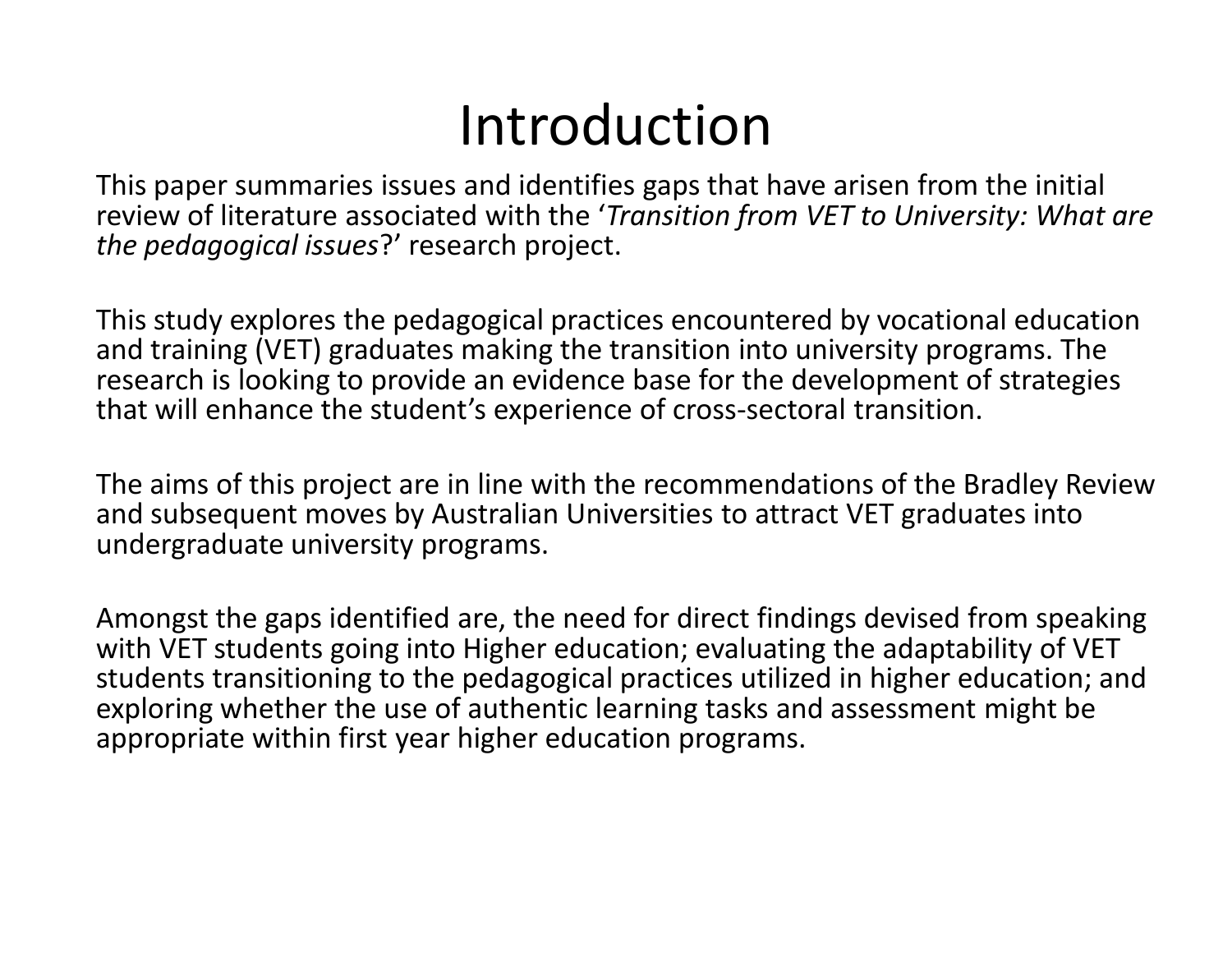# Introduction

This paper summaries issues and identifies gaps that have arisen from the initial review of literature associated with the '*Transition from VET to University: What are the pedagogical issues*?' research project.

This study explores the pedagogical practices encountered by vocational education and training (VET) graduates making the transition into university programs. The research is looking to provide an evidence base for the development of strategies that will enhance the student's experience of cross-sectoral transition.

The aims of this project are in line with the recommendations of the Bradley Review and subsequent moves by Australian Universities to attract VET graduates into undergraduate university programs.

Amongst the gaps identified are, the need for direct findings devised from speaking with VET students going into Higher education; evaluating the adaptability of VET students transitioning to the pedagogical practices utilized in higher education; and exploring whether the use of authentic learning tasks and assessment might be appropriate within first year higher education programs.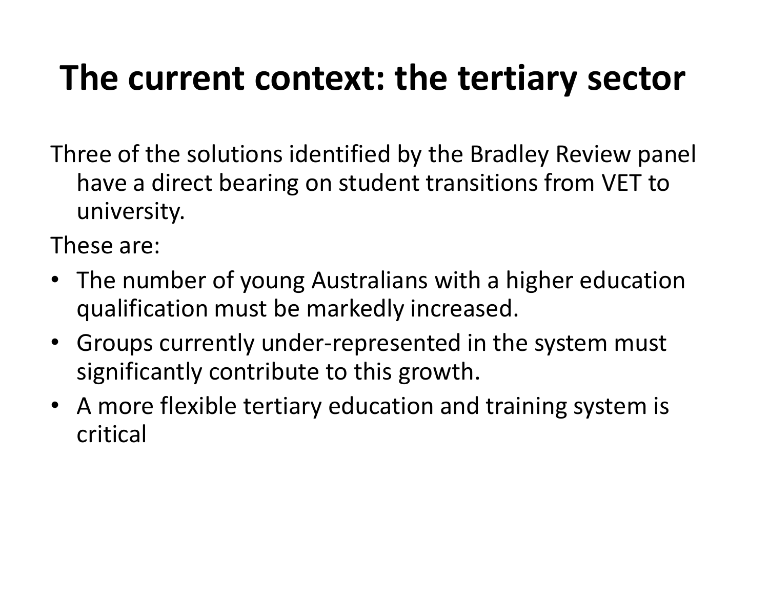# The current context: the tertiary sector

Three of the solutions identified by the Bradley Review panel have a direct bearing on student transitions from VET to university.

These are:

- The number of young Australians with a higher education qualification must be markedly increased.
- Groups currently under-represented in the system must significantly contribute to this growth.
- A more flexible tertiary education and training system is critical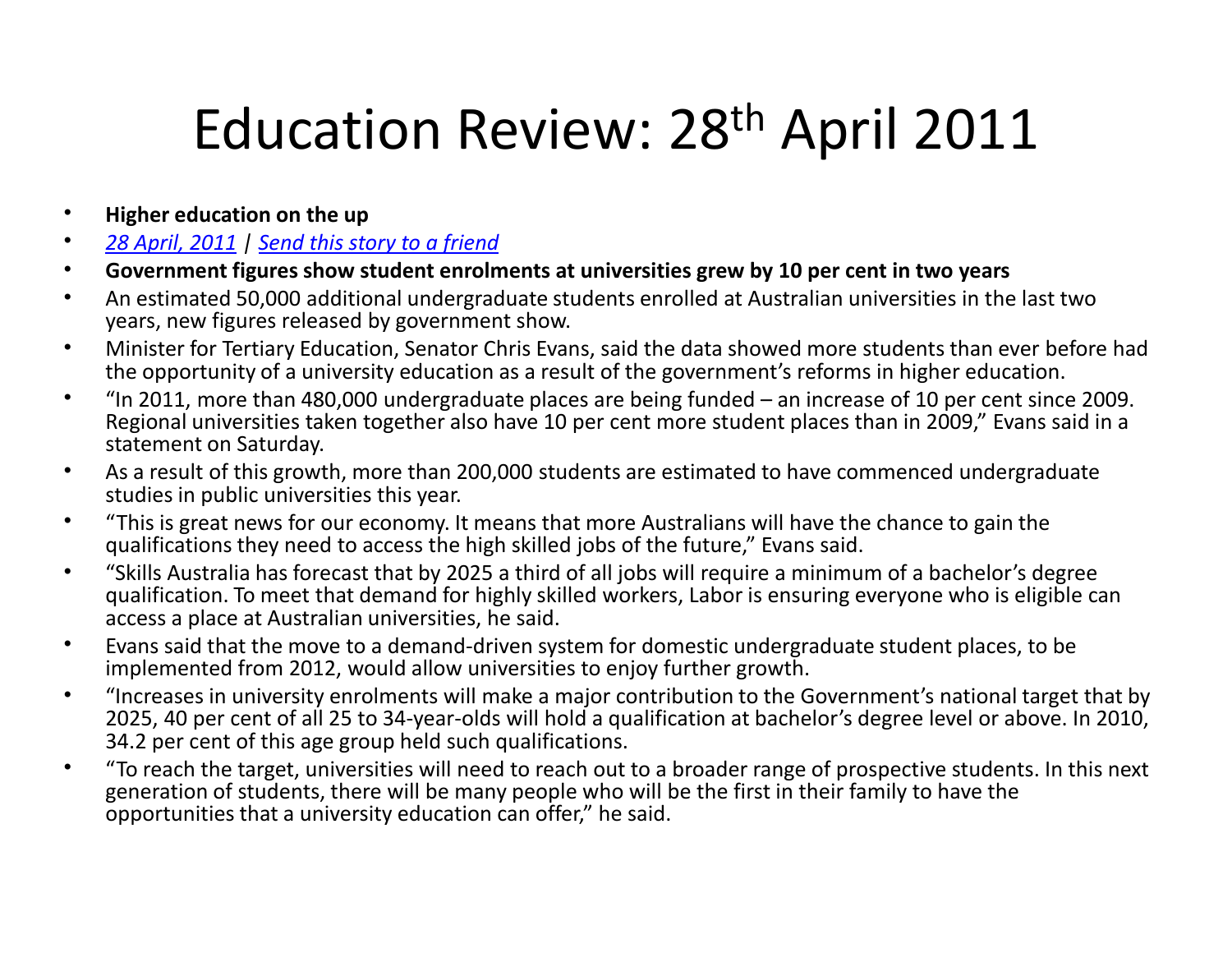# Education Review: 28th April 2011

- **Higher education on the up**
- *28 April, 2011* | *Send this story to a friend*
- **Government figures show student enrolments at universities grew by 10 per cent in two years**
- An estimated 50,000 additional undergraduate students enrolled at Australian universities in the last two years, new figures released by government show.
- Minister for Tertiary Education, Senator Chris Evans, said the data showed more students than ever before had the opportunity of a university education as a result of the government's reforms in higher education.
- "In 2011, more than 480,000 undergraduate places are being funded – an increase of 10 per cent since 2009. Regional universities taken together also have 10 per cent more student places than in 2009," Evans said in a statement on Saturday.
- As a result of this growth, more than 200,000 students are estimated to have commenced undergraduate studies in public universities this year.
- "This is great news for our economy. It means that more Australians will have the chance to gain the qualifications they need to access the high skilled jobs of the future," Evans said.
- "Skills Australia has forecast that by 2025 a third of all jobs will require a minimum of a bachelor's degree qualification. To meet that demand for highly skilled workers, Labor is ensuring everyone who is eligible can access a place at Australian universities, he said.
- Evans said that the move to a demand-driven system for domestic undergraduate student places, to be implemented from 2012, would allow universities to enjoy further growth.
- "Increases in university enrolments will make a major contribution to the Government's national target that by 2025, 40 per cent of all 25 to 34-year-olds will hold a qualification at bachelor's degree level or above. In 2010, 34.2 per cent of this age group held such qualifications.
- "To reach the target, universities will need to reach out to a broader range of prospective students. In this next generation of students, there will be many people who will be the first in their family to have the opportunities that a university education can offer," he said.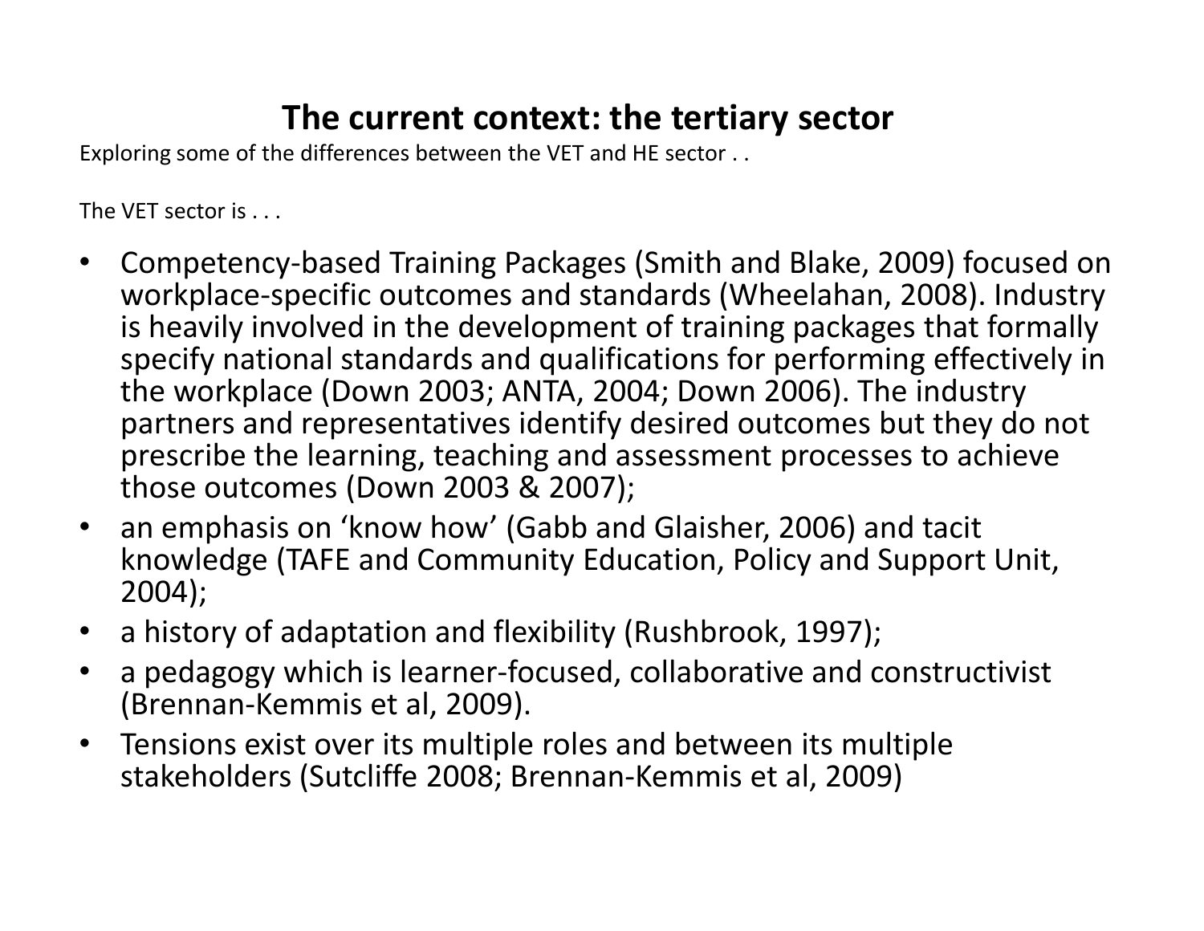# The current context: the tertiary sector

Exploring some of the differences between the VET and HE sector . .

The VET sector is . . .

- Competency-based Training Packages (Smith and Blake, 2009) focused on workplace-specific outcomes and standards (Wheelahan, 2008). Industry is heavily involved in the development of training packages that formally specify national standards and qualifications for performing effectively in the workplace (Down 2003; ANTA, 2004; Down 2006). The industry partners and representatives identify desired outcomes but they do not prescribe the learning, teaching and assessment processes to achieve those outcomes (Down 2003 & 2007);
- an emphasis on 'know how' (Gabb and Glaisher, 2006) and tacit knowledge (TAFE and Community Education, Policy and Support Unit, 2004);
- a history of adaptation and flexibility (Rushbrook, 1997);
- a pedagogy which is learner-focused, collaborative and constructivist (Brennan-Kemmis et al, 2009).
- Tensions exist over its multiple roles and between its multiple stakeholders (Sutcliffe 2008; Brennan-Kemmis et al, 2009)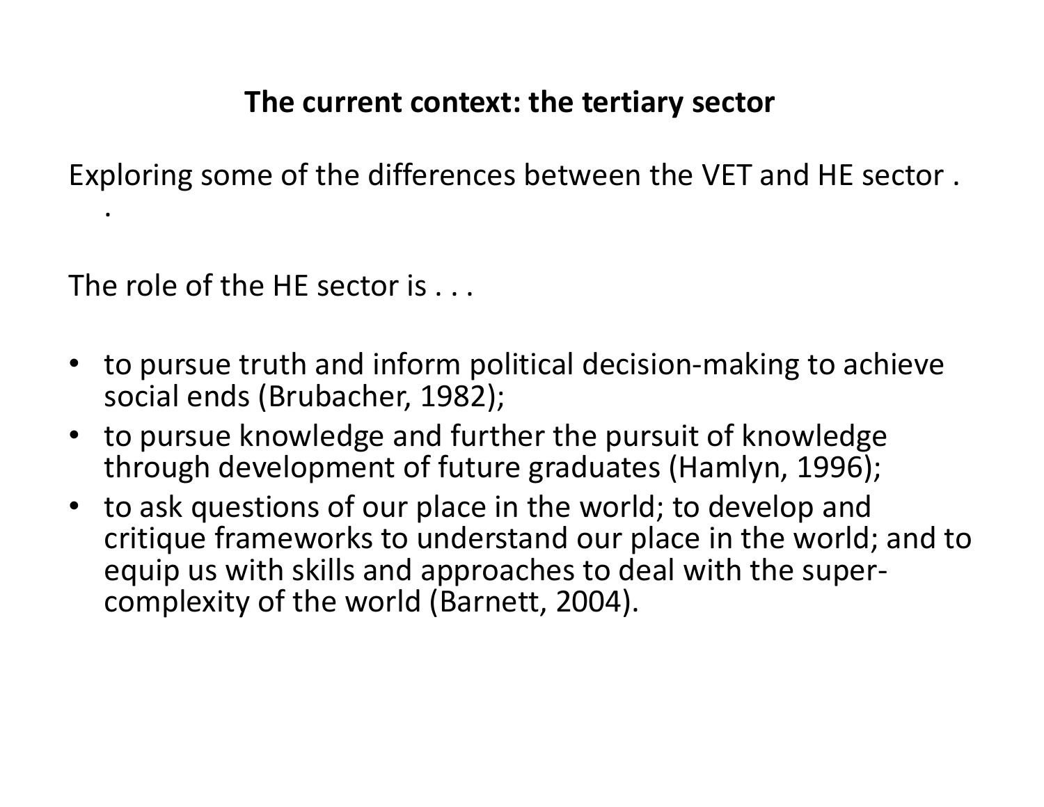## The current context: the tertiary sector

Exploring some of the differences between the VET and HE sector . .

The role of the HE sector is . . .

- to pursue truth and inform political decision-making to achieve social ends (Brubacher, 1982);
- to pursue knowledge and further the pursuit of knowledge through development of future graduates (Hamlyn, 1996);
- to ask questions of our place in the world; to develop and critique frameworks to understand our place in the world; and to equip us with skills and approaches to deal with the super-complexity of the world (Barnett, 2004).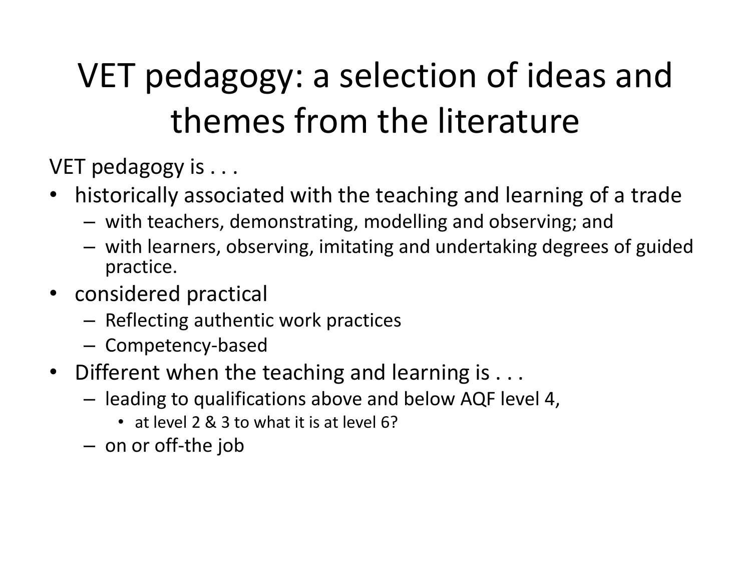# VET pedagogy: a selection of ideas and themes from the literature

VET pedagogy is . . .

- historically associated with the teaching and learning of a trade
  - with teachers, demonstrating, modelling and observing; and
  - with learners, observing, imitating and undertaking degrees of guided practice.
- considered practical
  - Reflecting authentic work practices
  - Competency-based
- Different when the teaching and learning is . . .
  - leading to qualifications above and below AQF level 4,
    - at level 2 & 3 to what it is at level 6?
  - on or off-the job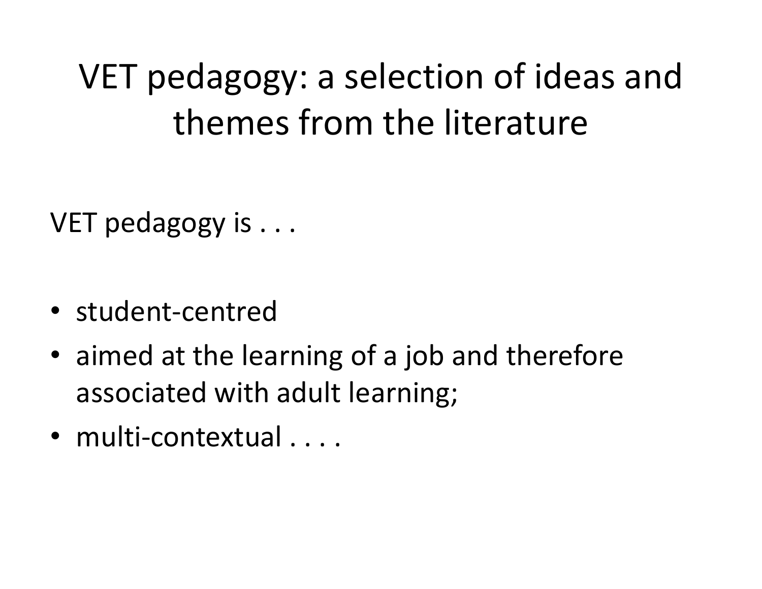# VET pedagogy: a selection of ideas and themes from the literature

VET pedagogy is . . .

- student-centred
- aimed at the learning of a job and therefore associated with adult learning;
- multi-contextual . . . .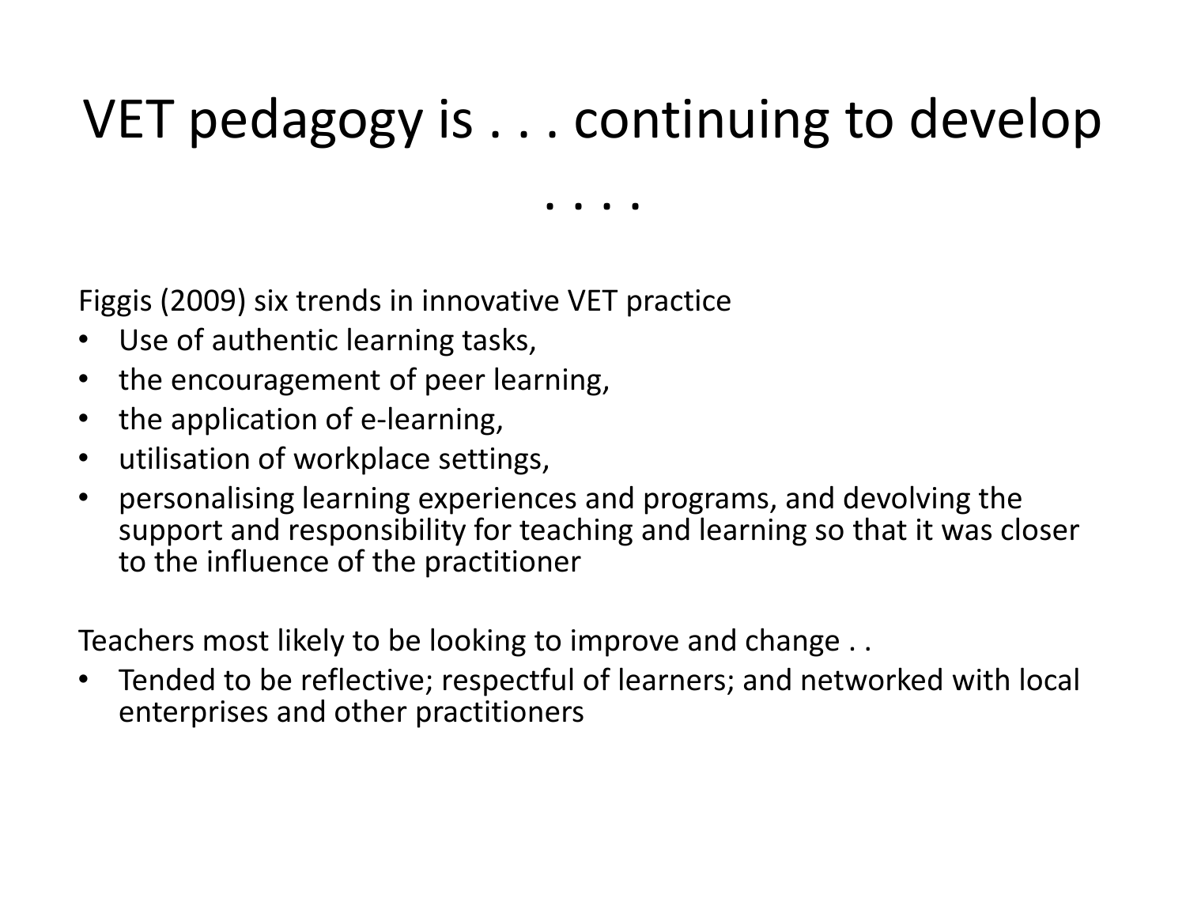# VET pedagogy is . . . continuing to develop . . . .

Figgis (2009) six trends in innovative VET practice

- Use of authentic learning tasks,
- the encouragement of peer learning,
- the application of e-learning,
- utilisation of workplace settings,
- personalising learning experiences and programs, and devolving the support and responsibility for teaching and learning so that it was closer to the influence of the practitioner

Teachers most likely to be looking to improve and change . .

- Tended to be reflective; respectful of learners; and networked with local enterprises and other practitioners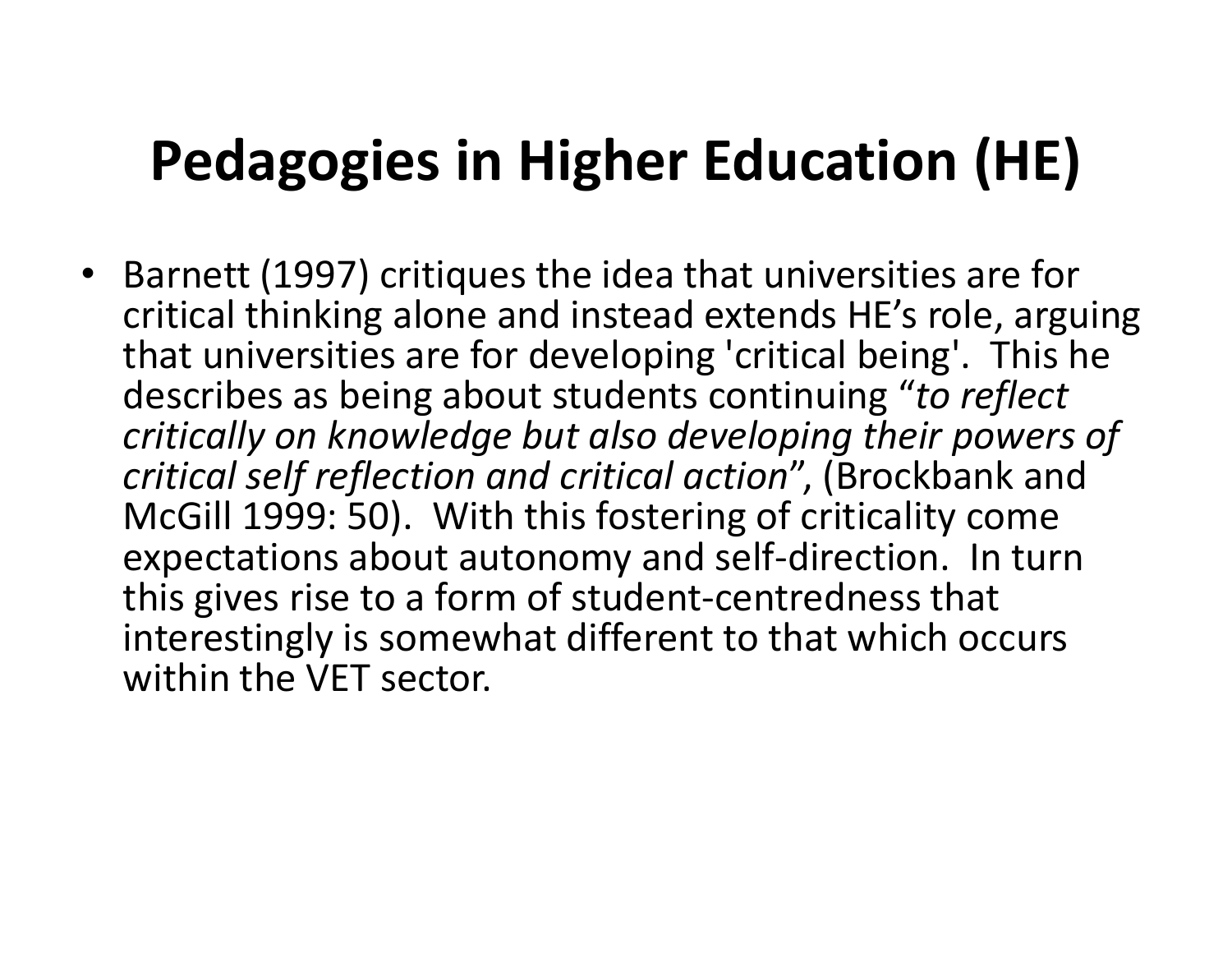# Pedagogies in Higher Education (HE)

- Barnett (1997) critiques the idea that universities are for critical thinking alone and instead extends HE's role, arguing that universities are for developing 'critical being'. This he describes as being about students continuing "*to reflect critically on knowledge but also developing their powers of critical self reflection and critical action*", (Brockbank and McGill 1999: 50). With this fostering of criticality come expectations about autonomy and self-direction. In turn this gives rise to a form of student-centredness that interestingly is somewhat different to that which occurs within the VET sector.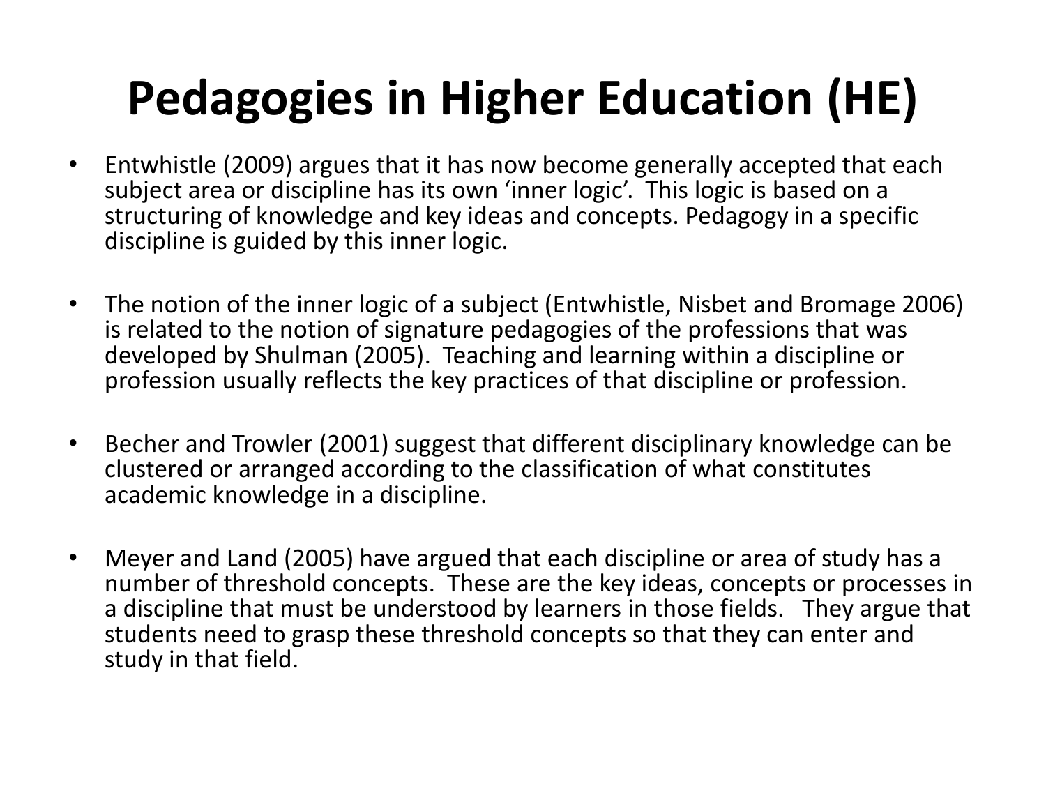# Pedagogies in Higher Education (HE)

- Entwhistle (2009) argues that it has now become generally accepted that each subject area or discipline has its own 'inner logic'. This logic is based on a structuring of knowledge and key ideas and concepts. Pedagogy in a specific discipline is guided by this inner logic.

- The notion of the inner logic of a subject (Entwhistle, Nisbet and Bromage 2006) is related to the notion of signature pedagogies of the professions that was developed by Shulman (2005). Teaching and learning within a discipline or profession usually reflects the key practices of that discipline or profession.

- Becher and Trowler (2001) suggest that different disciplinary knowledge can be clustered or arranged according to the classification of what constitutes academic knowledge in a discipline.

- Meyer and Land (2005) have argued that each discipline or area of study has a number of threshold concepts. These are the key ideas, concepts or processes in a discipline that must be understood by learners in those fields. They argue that students need to grasp these threshold concepts so that they can enter and study in that field.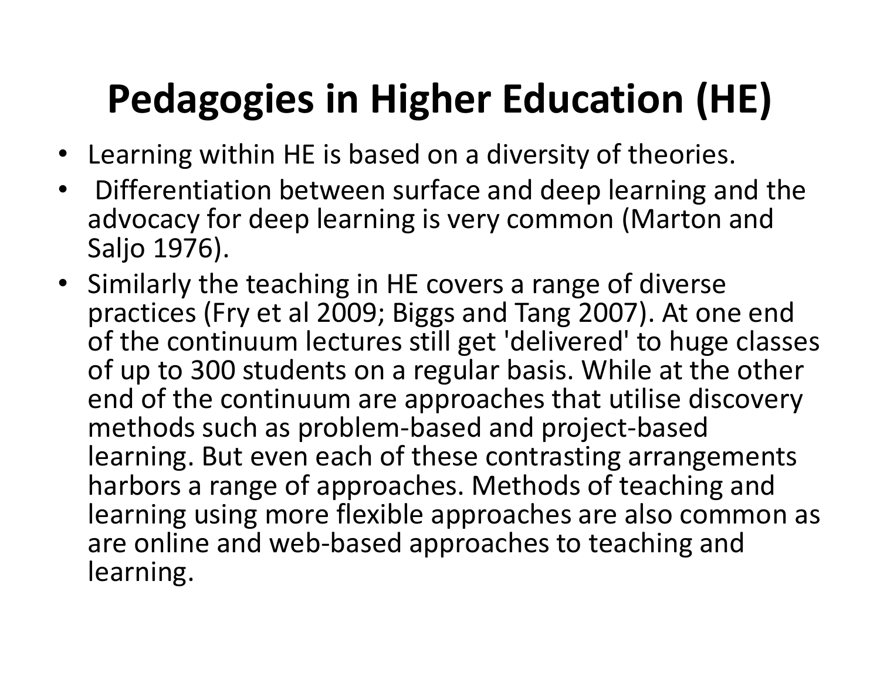# Pedagogies in Higher Education (HE)

- Learning within HE is based on a diversity of theories.
- Differentiation between surface and deep learning and the advocacy for deep learning is very common (Marton and Saljo 1976).
- Similarly the teaching in HE covers a range of diverse practices (Fry et al 2009; Biggs and Tang 2007). At one end of the continuum lectures still get 'delivered' to huge classes of up to 300 students on a regular basis. While at the other end of the continuum are approaches that utilise discovery methods such as problem-based and project-based learning. But even each of these contrasting arrangements harbors a range of approaches. Methods of teaching and learning using more flexible approaches are also common as are online and web-based approaches to teaching and learning.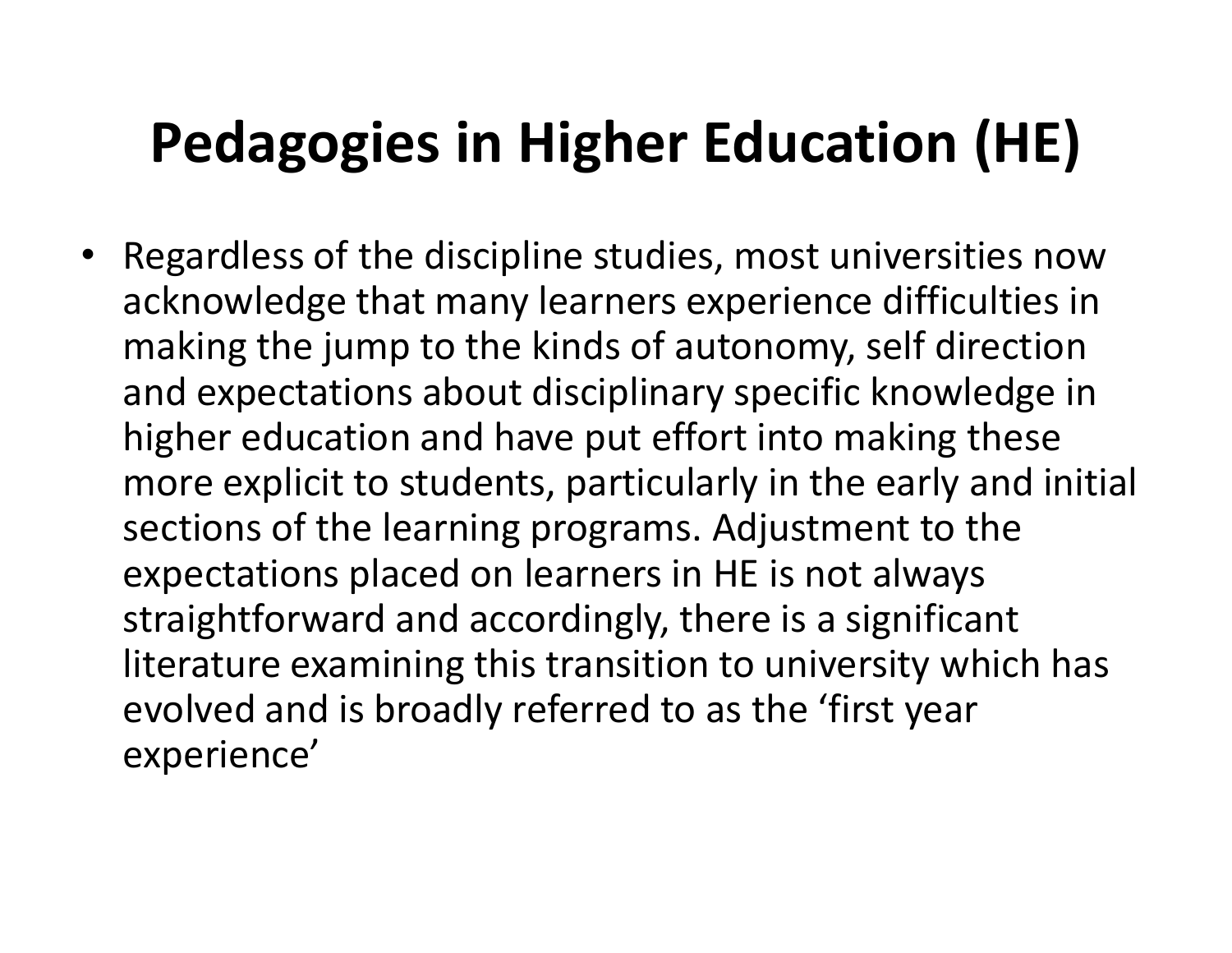# Pedagogies in Higher Education (HE)

- Regardless of the discipline studies, most universities now acknowledge that many learners experience difficulties in making the jump to the kinds of autonomy, self direction and expectations about disciplinary specific knowledge in higher education and have put effort into making these more explicit to students, particularly in the early and initial sections of the learning programs. Adjustment to the expectations placed on learners in HE is not always straightforward and accordingly, there is a significant literature examining this transition to university which has evolved and is broadly referred to as the 'first year experience'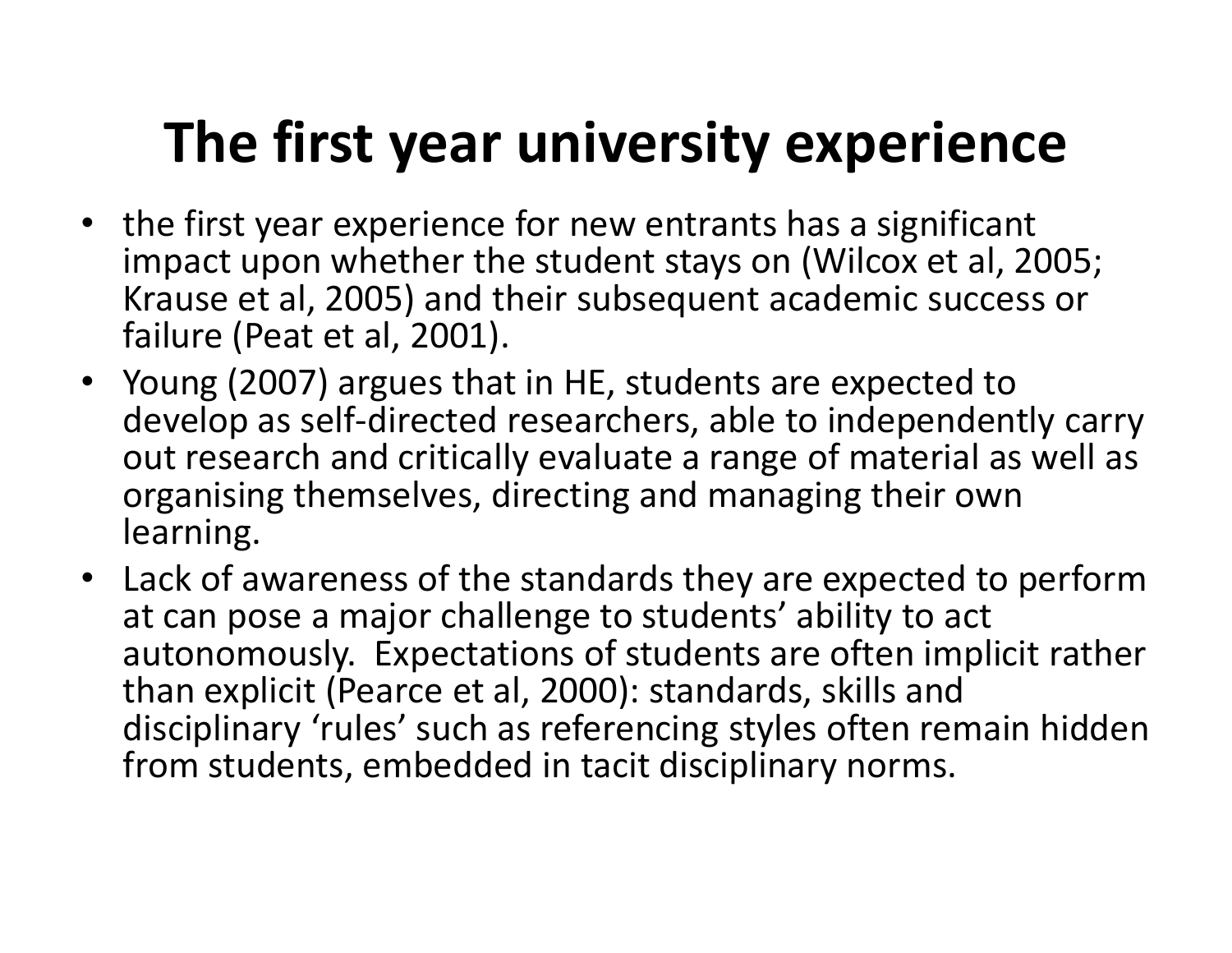# The first year university experience

- the first year experience for new entrants has a significant impact upon whether the student stays on (Wilcox et al, 2005; Krause et al, 2005) and their subsequent academic success or failure (Peat et al, 2001).
- Young (2007) argues that in HE, students are expected to develop as self-directed researchers, able to independently carry out research and critically evaluate a range of material as well as organising themselves, directing and managing their own learning.
- Lack of awareness of the standards they are expected to perform at can pose a major challenge to students' ability to act autonomously. Expectations of students are often implicit rather than explicit (Pearce et al, 2000): standards, skills and disciplinary 'rules' such as referencing styles often remain hidden from students, embedded in tacit disciplinary norms.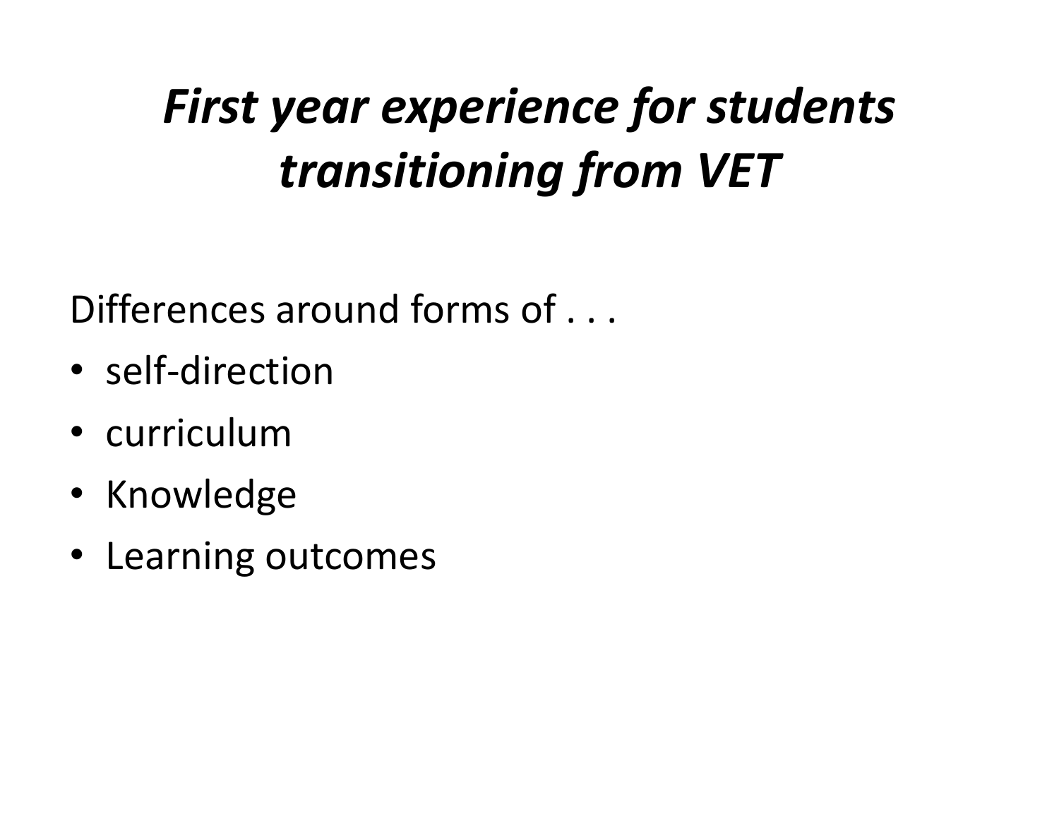# *First year experience for students transitioning from VET*

Differences around forms of . . .

- self-direction
- curriculum
- Knowledge
- Learning outcomes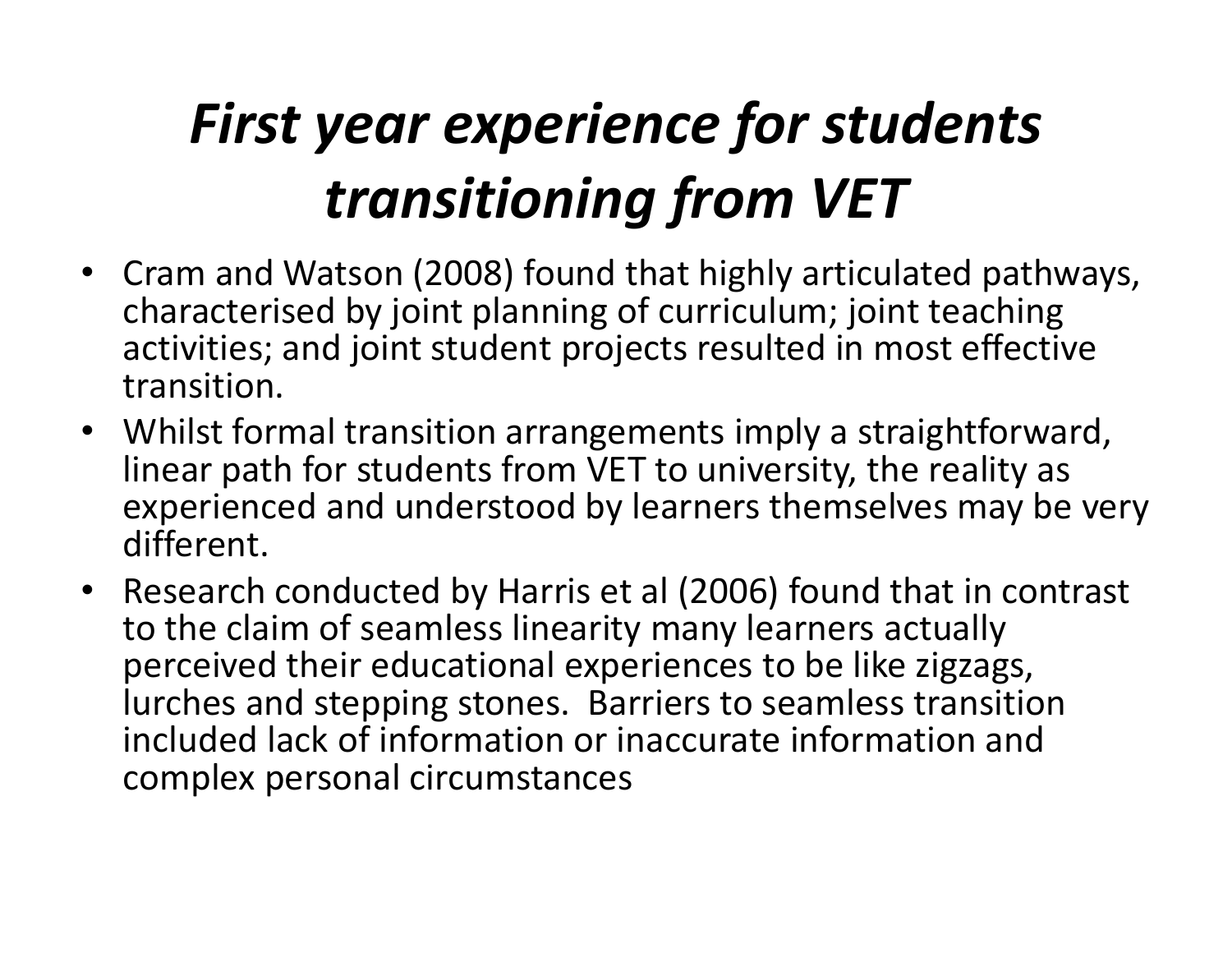# *First year experience for students transitioning from VET*

- Cram and Watson (2008) found that highly articulated pathways, characterised by joint planning of curriculum; joint teaching activities; and joint student projects resulted in most effective transition.
- Whilst formal transition arrangements imply a straightforward, linear path for students from VET to university, the reality as experienced and understood by learners themselves may be very different.
- Research conducted by Harris et al (2006) found that in contrast to the claim of seamless linearity many learners actually perceived their educational experiences to be like zigzags, lurches and stepping stones. Barriers to seamless transition included lack of information or inaccurate information and complex personal circumstances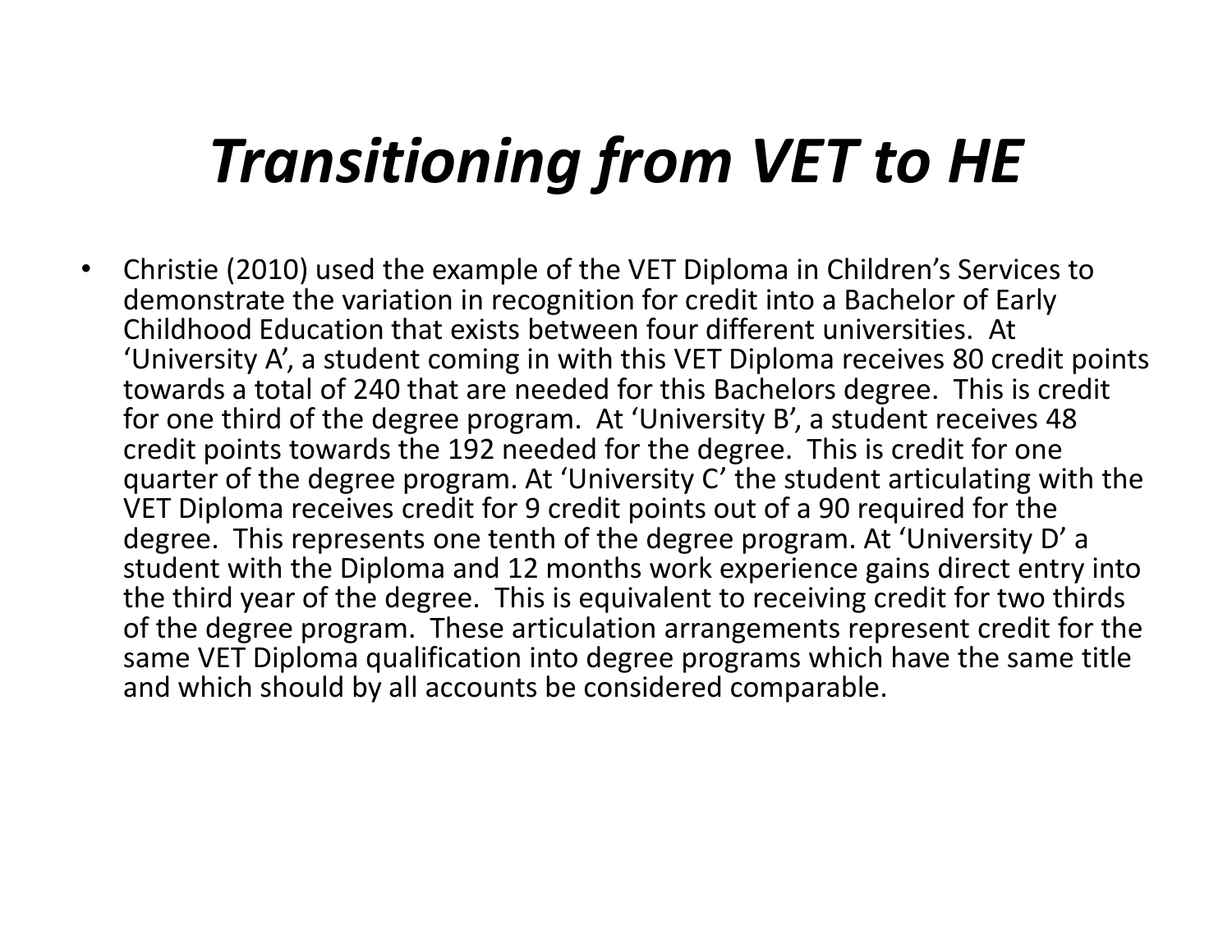# *Transitioning from VET to HE*

- Christie (2010) used the example of the VET Diploma in Children's Services to demonstrate the variation in recognition for credit into a Bachelor of Early Childhood Education that exists between four different universities. At 'University A', a student coming in with this VET Diploma receives 80 credit points towards a total of 240 that are needed for this Bachelors degree. This is credit for one third of the degree program. At 'University B', a student receives 48 credit points towards the 192 needed for the degree. This is credit for one quarter of the degree program. At 'University C' the student articulating with the VET Diploma receives credit for 9 credit points out of a 90 required for the degree. This represents one tenth of the degree program. At 'University D' a student with the Diploma and 12 months work experience gains direct entry into the third year of the degree. This is equivalent to receiving credit for two thirds of the degree program. These articulation arrangements represent credit for the same VET Diploma qualification into degree programs which have the same title and which should by all accounts be considered comparable.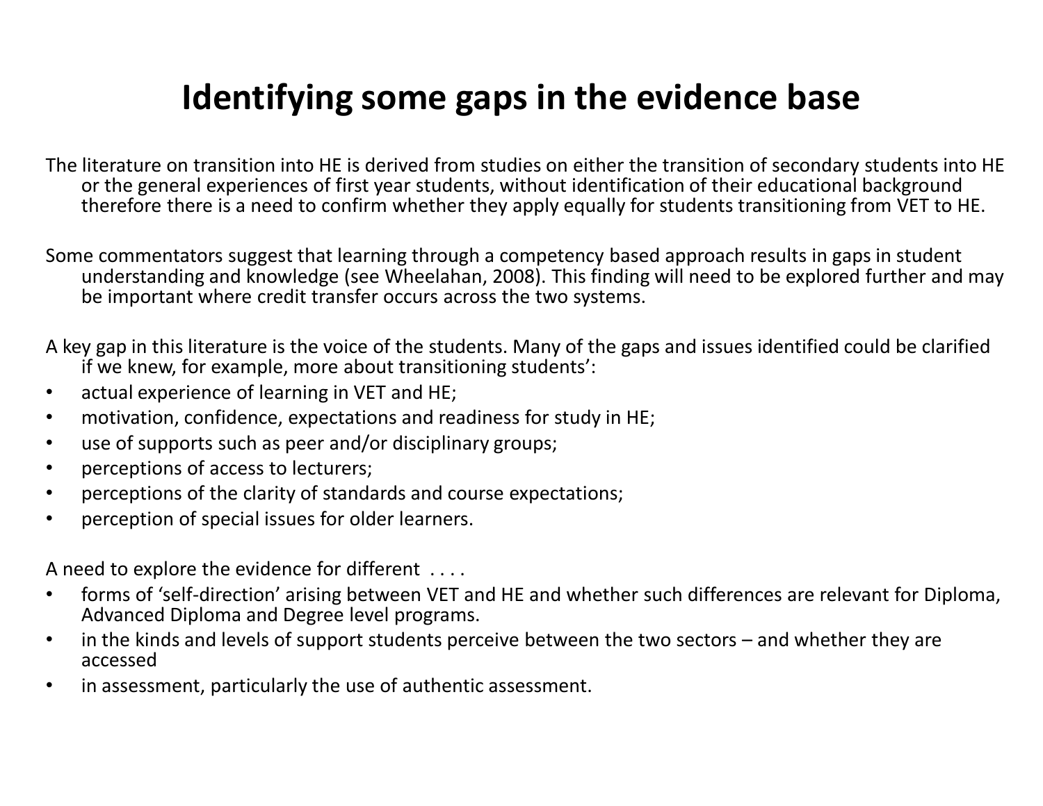# Identifying some gaps in the evidence base

The literature on transition into HE is derived from studies on either the transition of secondary students into HE or the general experiences of first year students, without identification of their educational background therefore there is a need to confirm whether they apply equally for students transitioning from VET to HE.

Some commentators suggest that learning through a competency based approach results in gaps in student understanding and knowledge (see Wheelahan, 2008). This finding will need to be explored further and may be important where credit transfer occurs across the two systems.

A key gap in this literature is the voice of the students. Many of the gaps and issues identified could be clarified if we knew, for example, more about transitioning students':

- actual experience of learning in VET and HE;
- motivation, confidence, expectations and readiness for study in HE;
- use of supports such as peer and/or disciplinary groups;
- perceptions of access to lecturers;
- perceptions of the clarity of standards and course expectations;
- perception of special issues for older learners.

A need to explore the evidence for different . . . .

- forms of 'self-direction' arising between VET and HE and whether such differences are relevant for Diploma, Advanced Diploma and Degree level programs.
- in the kinds and levels of support students perceive between the two sectors – and whether they are accessed
- in assessment, particularly the use of authentic assessment.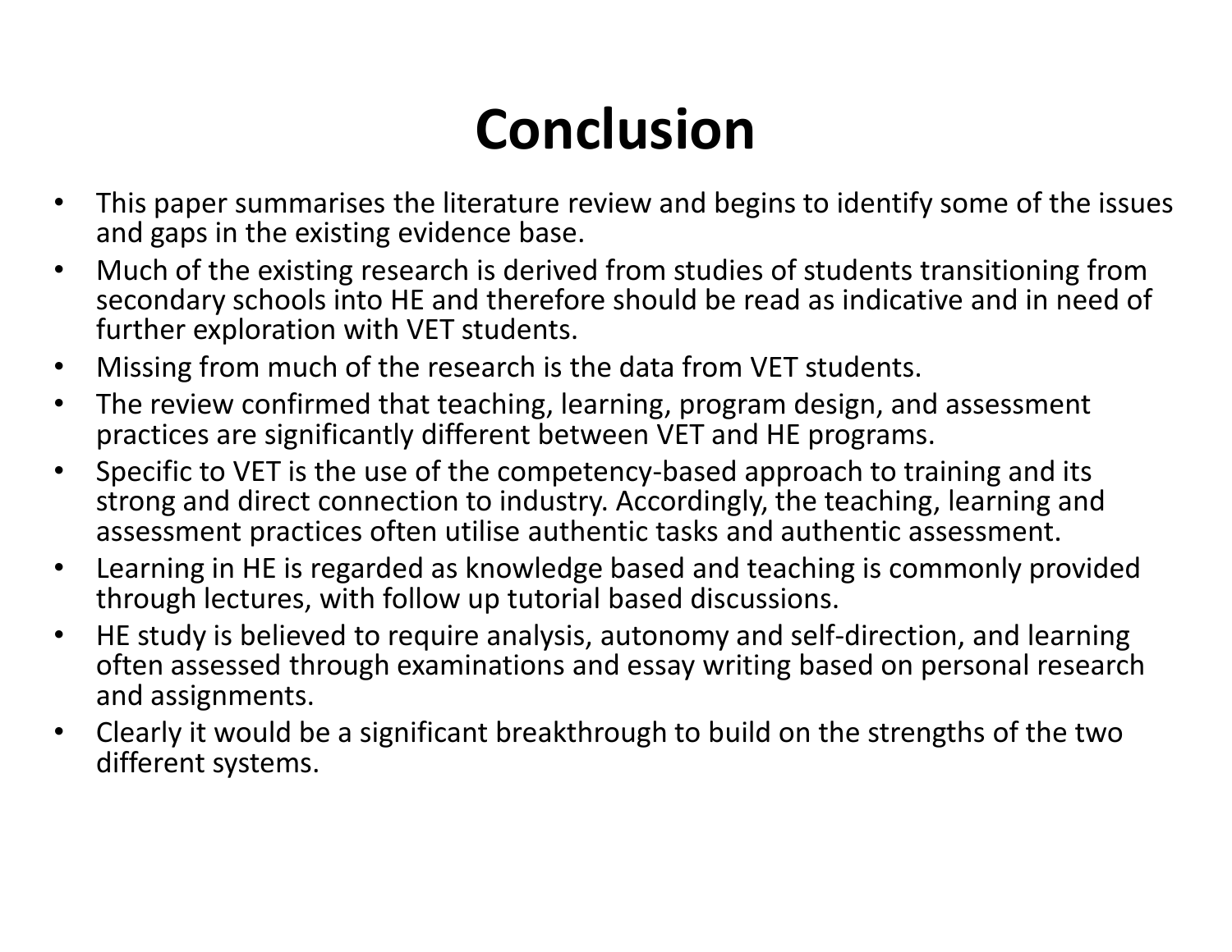# Conclusion

- This paper summarises the literature review and begins to identify some of the issues and gaps in the existing evidence base.
- Much of the existing research is derived from studies of students transitioning from secondary schools into HE and therefore should be read as indicative and in need of further exploration with VET students.
- Missing from much of the research is the data from VET students.
- The review confirmed that teaching, learning, program design, and assessment practices are significantly different between VET and HE programs.
- Specific to VET is the use of the competency-based approach to training and its strong and direct connection to industry. Accordingly, the teaching, learning and assessment practices often utilise authentic tasks and authentic assessment.
- Learning in HE is regarded as knowledge based and teaching is commonly provided through lectures, with follow up tutorial based discussions.
- HE study is believed to require analysis, autonomy and self-direction, and learning often assessed through examinations and essay writing based on personal research and assignments.
- Clearly it would be a significant breakthrough to build on the strengths of the two different systems.